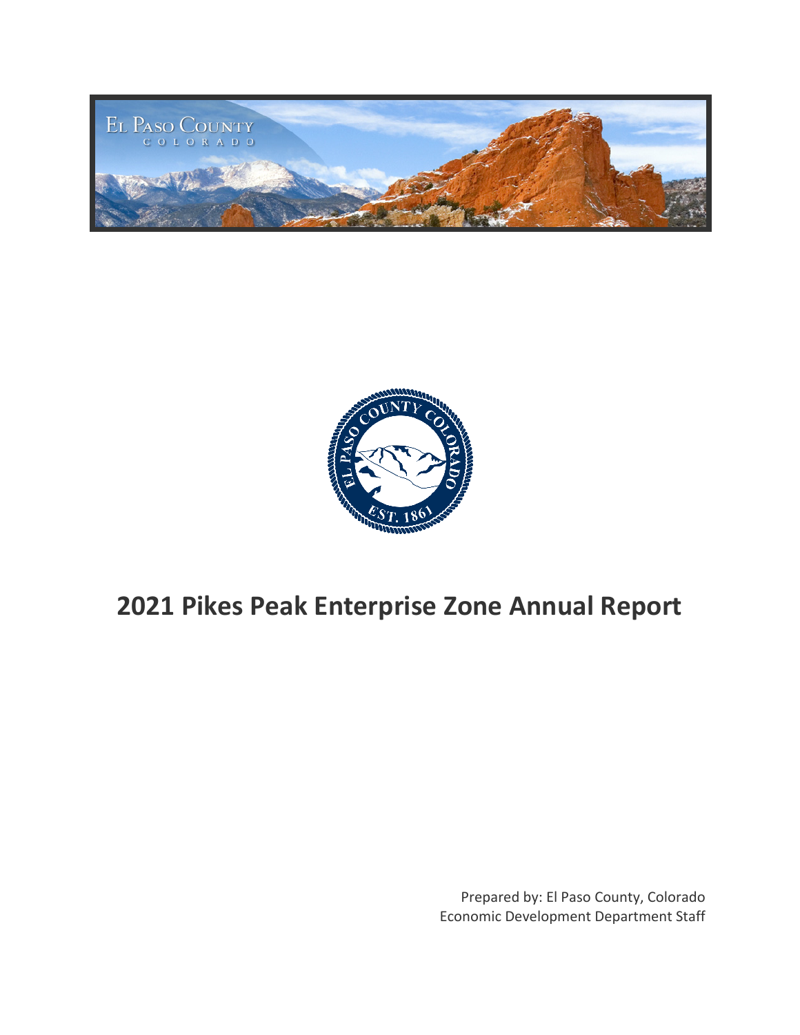# 2021 Pikes Peak Enterprise Zone Annual Report

Prepared by: El Paso County, Colorado
Economic Development Department Staff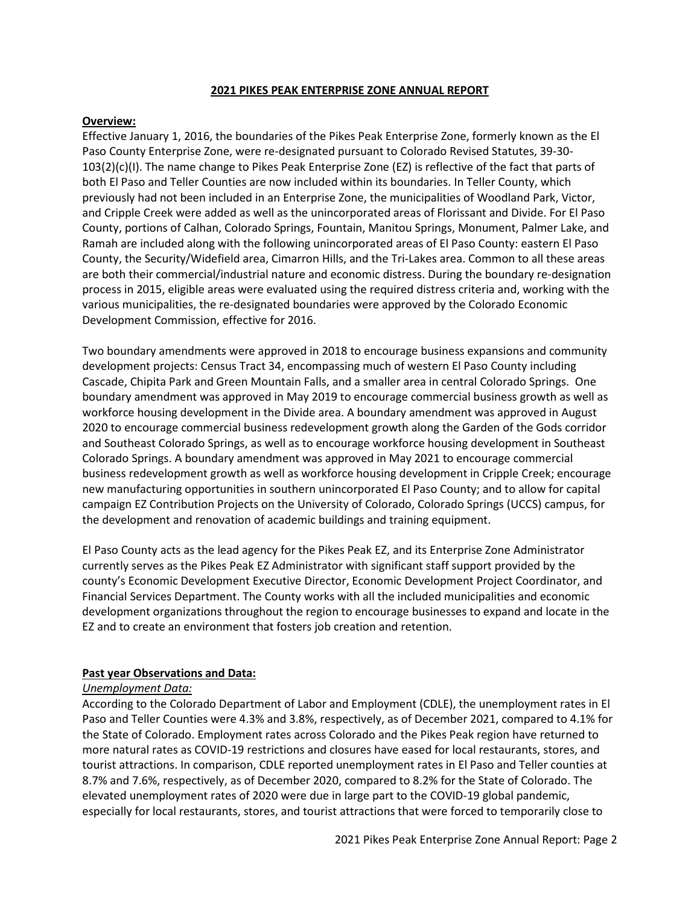# 2021 PIKES PEAK ENTERPRISE ZONE ANNUAL REPORT

## Overview:

Effective January 1, 2016, the boundaries of the Pikes Peak Enterprise Zone, formerly known as the El Paso County Enterprise Zone, were re-designated pursuant to Colorado Revised Statutes, 39-30-103(2)(c)(I). The name change to Pikes Peak Enterprise Zone (EZ) is reflective of the fact that parts of both El Paso and Teller Counties are now included within its boundaries. In Teller County, which previously had not been included in an Enterprise Zone, the municipalities of Woodland Park, Victor, and Cripple Creek were added as well as the unincorporated areas of Florissant and Divide. For El Paso County, portions of Calhan, Colorado Springs, Fountain, Manitou Springs, Monument, Palmer Lake, and Ramah are included along with the following unincorporated areas of El Paso County: eastern El Paso County, the Security/Widefield area, Cimarron Hills, and the Tri-Lakes area. Common to all these areas are both their commercial/industrial nature and economic distress. During the boundary re-designation process in 2015, eligible areas were evaluated using the required distress criteria and, working with the various municipalities, the re-designated boundaries were approved by the Colorado Economic Development Commission, effective for 2016.

Two boundary amendments were approved in 2018 to encourage business expansions and community development projects: Census Tract 34, encompassing much of western El Paso County including Cascade, Chipita Park and Green Mountain Falls, and a smaller area in central Colorado Springs. One boundary amendment was approved in May 2019 to encourage commercial business growth as well as workforce housing development in the Divide area. A boundary amendment was approved in August 2020 to encourage commercial business redevelopment growth along the Garden of the Gods corridor and Southeast Colorado Springs, as well as to encourage workforce housing development in Southeast Colorado Springs. A boundary amendment was approved in May 2021 to encourage commercial business redevelopment growth as well as workforce housing development in Cripple Creek; encourage new manufacturing opportunities in southern unincorporated El Paso County; and to allow for capital campaign EZ Contribution Projects on the University of Colorado, Colorado Springs (UCCS) campus, for the development and renovation of academic buildings and training equipment.

El Paso County acts as the lead agency for the Pikes Peak EZ, and its Enterprise Zone Administrator currently serves as the Pikes Peak EZ Administrator with significant staff support provided by the county's Economic Development Executive Director, Economic Development Project Coordinator, and Financial Services Department. The County works with all the included municipalities and economic development organizations throughout the region to encourage businesses to expand and locate in the EZ and to create an environment that fosters job creation and retention.

## Past year Observations and Data:

### *Unemployment Data:*

According to the Colorado Department of Labor and Employment (CDLE), the unemployment rates in El Paso and Teller Counties were 4.3% and 3.8%, respectively, as of December 2021, compared to 4.1% for the State of Colorado. Employment rates across Colorado and the Pikes Peak region have returned to more natural rates as COVID-19 restrictions and closures have eased for local restaurants, stores, and tourist attractions. In comparison, CDLE reported unemployment rates in El Paso and Teller counties at 8.7% and 7.6%, respectively, as of December 2020, compared to 8.2% for the State of Colorado. The elevated unemployment rates of 2020 were due in large part to the COVID-19 global pandemic, especially for local restaurants, stores, and tourist attractions that were forced to temporarily close to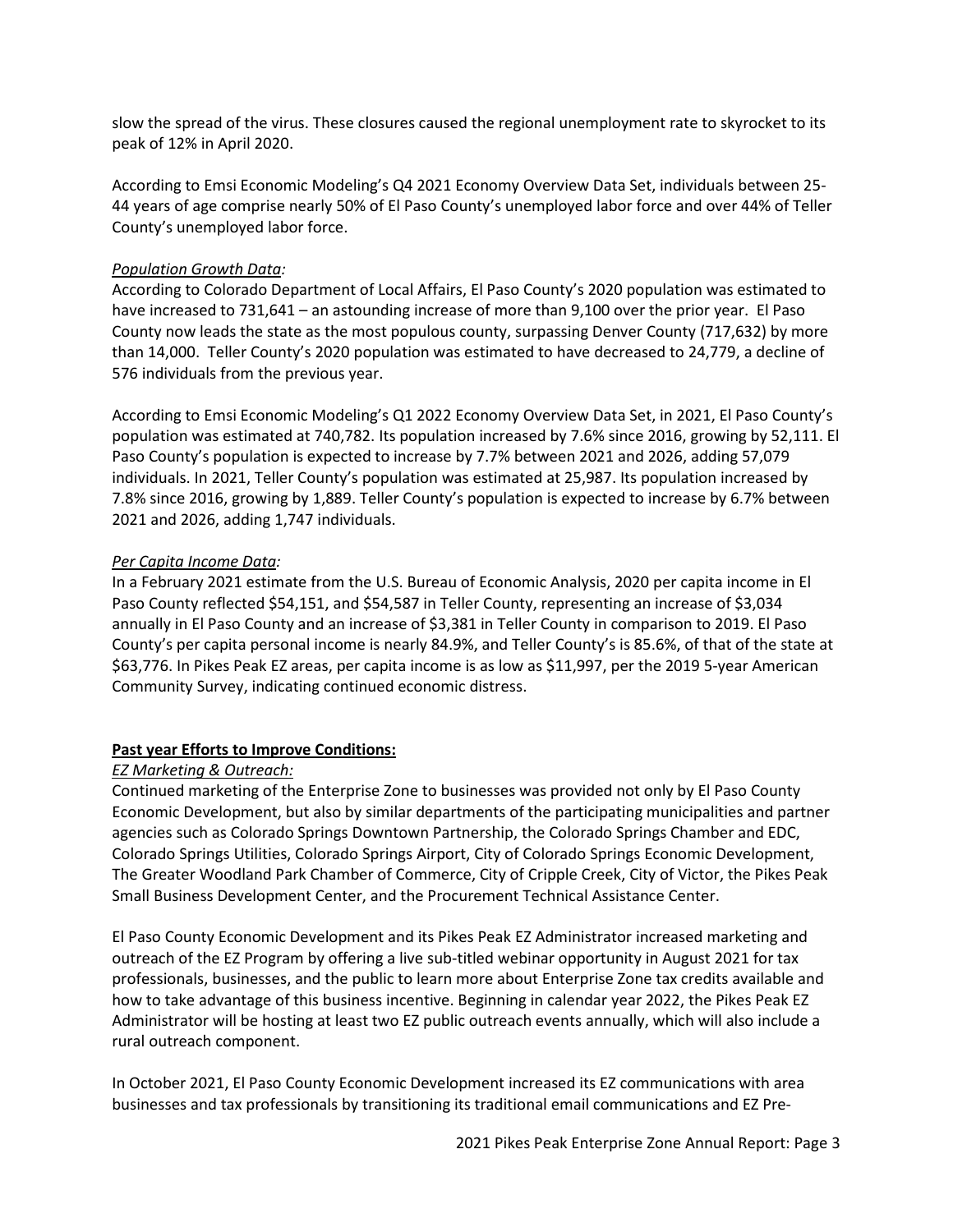slow the spread of the virus. These closures caused the regional unemployment rate to skyrocket to its peak of 12% in April 2020.

According to Emsi Economic Modeling's Q4 2021 Economy Overview Data Set, individuals between 25-44 years of age comprise nearly 50% of El Paso County's unemployed labor force and over 44% of Teller County's unemployed labor force.

*Population Growth Data:*

According to Colorado Department of Local Affairs, El Paso County's 2020 population was estimated to have increased to 731,641 – an astounding increase of more than 9,100 over the prior year. El Paso County now leads the state as the most populous county, surpassing Denver County (717,632) by more than 14,000. Teller County's 2020 population was estimated to have decreased to 24,779, a decline of 576 individuals from the previous year.

According to Emsi Economic Modeling's Q1 2022 Economy Overview Data Set, in 2021, El Paso County's population was estimated at 740,782. Its population increased by 7.6% since 2016, growing by 52,111. El Paso County's population is expected to increase by 7.7% between 2021 and 2026, adding 57,079 individuals. In 2021, Teller County's population was estimated at 25,987. Its population increased by 7.8% since 2016, growing by 1,889. Teller County's population is expected to increase by 6.7% between 2021 and 2026, adding 1,747 individuals.

*Per Capita Income Data:*

In a February 2021 estimate from the U.S. Bureau of Economic Analysis, 2020 per capita income in El Paso County reflected $54,151, and $54,587 in Teller County, representing an increase of $3,034 annually in El Paso County and an increase of $3,381 in Teller County in comparison to 2019. El Paso County's per capita personal income is nearly 84.9%, and Teller County's is 85.6%, of that of the state at $63,776. In Pikes Peak EZ areas, per capita income is as low as $11,997, per the 2019 5-year American Community Survey, indicating continued economic distress.

**Past year Efforts to Improve Conditions:**

*EZ Marketing & Outreach:*

Continued marketing of the Enterprise Zone to businesses was provided not only by El Paso County Economic Development, but also by similar departments of the participating municipalities and partner agencies such as Colorado Springs Downtown Partnership, the Colorado Springs Chamber and EDC, Colorado Springs Utilities, Colorado Springs Airport, City of Colorado Springs Economic Development, The Greater Woodland Park Chamber of Commerce, City of Cripple Creek, City of Victor, the Pikes Peak Small Business Development Center, and the Procurement Technical Assistance Center.

El Paso County Economic Development and its Pikes Peak EZ Administrator increased marketing and outreach of the EZ Program by offering a live sub-titled webinar opportunity in August 2021 for tax professionals, businesses, and the public to learn more about Enterprise Zone tax credits available and how to take advantage of this business incentive. Beginning in calendar year 2022, the Pikes Peak EZ Administrator will be hosting at least two EZ public outreach events annually, which will also include a rural outreach component.

In October 2021, El Paso County Economic Development increased its EZ communications with area businesses and tax professionals by transitioning its traditional email communications and EZ Pre-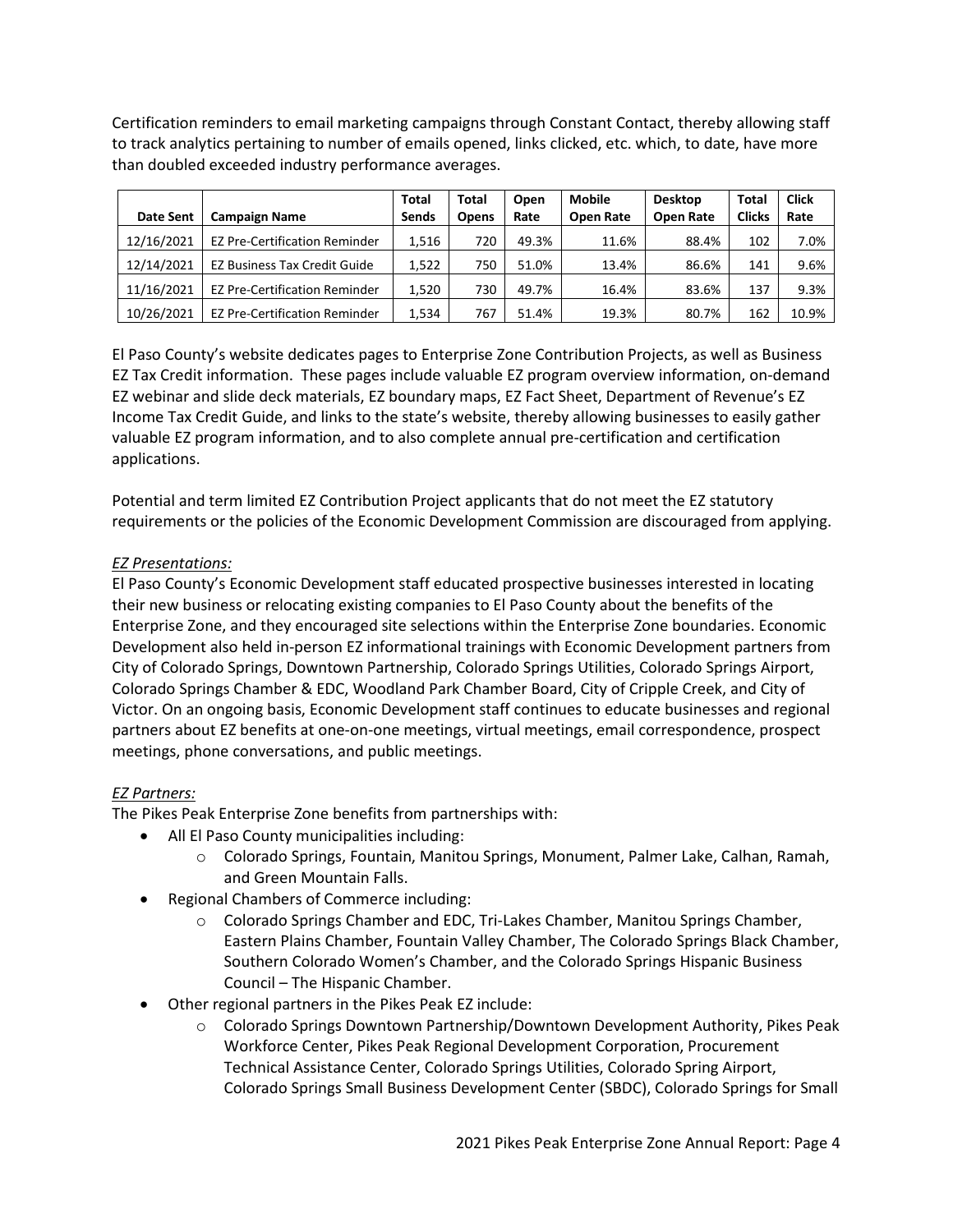Certification reminders to email marketing campaigns through Constant Contact, thereby allowing staff to track analytics pertaining to number of emails opened, links clicked, etc. which, to date, have more than doubled exceeded industry performance averages.

| Date Sent | Campaign Name | Total Sends | Total Opens | Open Rate | Mobile Open Rate | Desktop Open Rate | Total Clicks | Click Rate |
|---|---|---|---|---|---|---|---|---|
| 12/16/2021 | EZ Pre-Certification Reminder | 1,516 | 720 | 49.3% | 11.6% | 88.4% | 102 | 7.0% |
| 12/14/2021 | EZ Business Tax Credit Guide | 1,522 | 750 | 51.0% | 13.4% | 86.6% | 141 | 9.6% |
| 11/16/2021 | EZ Pre-Certification Reminder | 1,520 | 730 | 49.7% | 16.4% | 83.6% | 137 | 9.3% |
| 10/26/2021 | EZ Pre-Certification Reminder | 1,534 | 767 | 51.4% | 19.3% | 80.7% | 162 | 10.9% |

El Paso County's website dedicates pages to Enterprise Zone Contribution Projects, as well as Business EZ Tax Credit information. These pages include valuable EZ program overview information, on-demand EZ webinar and slide deck materials, EZ boundary maps, EZ Fact Sheet, Department of Revenue's EZ Income Tax Credit Guide, and links to the state's website, thereby allowing businesses to easily gather valuable EZ program information, and to also complete annual pre-certification and certification applications.

Potential and term limited EZ Contribution Project applicants that do not meet the EZ statutory requirements or the policies of the Economic Development Commission are discouraged from applying.

*EZ Presentations:*

El Paso County's Economic Development staff educated prospective businesses interested in locating their new business or relocating existing companies to El Paso County about the benefits of the Enterprise Zone, and they encouraged site selections within the Enterprise Zone boundaries. Economic Development also held in-person EZ informational trainings with Economic Development partners from City of Colorado Springs, Downtown Partnership, Colorado Springs Utilities, Colorado Springs Airport, Colorado Springs Chamber & EDC, Woodland Park Chamber Board, City of Cripple Creek, and City of Victor. On an ongoing basis, Economic Development staff continues to educate businesses and regional partners about EZ benefits at one-on-one meetings, virtual meetings, email correspondence, prospect meetings, phone conversations, and public meetings.

*EZ Partners:*

The Pikes Peak Enterprise Zone benefits from partnerships with:

- All El Paso County municipalities including:
  - Colorado Springs, Fountain, Manitou Springs, Monument, Palmer Lake, Calhan, Ramah, and Green Mountain Falls.
- Regional Chambers of Commerce including:
  - Colorado Springs Chamber and EDC, Tri-Lakes Chamber, Manitou Springs Chamber, Eastern Plains Chamber, Fountain Valley Chamber, The Colorado Springs Black Chamber, Southern Colorado Women's Chamber, and the Colorado Springs Hispanic Business Council – The Hispanic Chamber.
- Other regional partners in the Pikes Peak EZ include:
  - Colorado Springs Downtown Partnership/Downtown Development Authority, Pikes Peak Workforce Center, Pikes Peak Regional Development Corporation, Procurement Technical Assistance Center, Colorado Springs Utilities, Colorado Spring Airport, Colorado Springs Small Business Development Center (SBDC), Colorado Springs for Small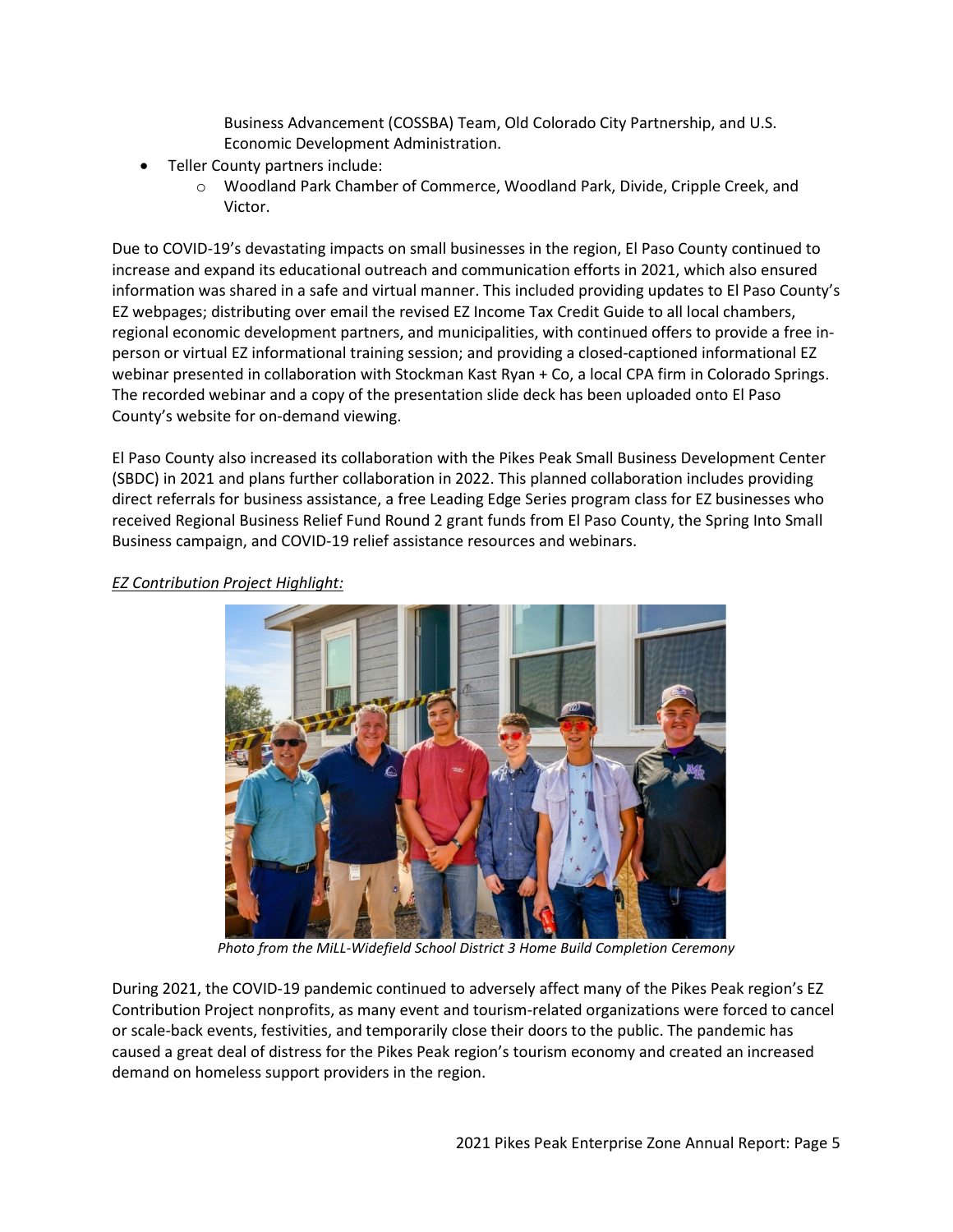Business Advancement (COSSBA) Team, Old Colorado City Partnership, and U.S. Economic Development Administration.

- Teller County partners include:
    - Woodland Park Chamber of Commerce, Woodland Park, Divide, Cripple Creek, and Victor.

Due to COVID-19's devastating impacts on small businesses in the region, El Paso County continued to increase and expand its educational outreach and communication efforts in 2021, which also ensured information was shared in a safe and virtual manner. This included providing updates to El Paso County's EZ webpages; distributing over email the revised EZ Income Tax Credit Guide to all local chambers, regional economic development partners, and municipalities, with continued offers to provide a free in-person or virtual EZ informational training session; and providing a closed-captioned informational EZ webinar presented in collaboration with Stockman Kast Ryan + Co, a local CPA firm in Colorado Springs. The recorded webinar and a copy of the presentation slide deck has been uploaded onto El Paso County's website for on-demand viewing.

El Paso County also increased its collaboration with the Pikes Peak Small Business Development Center (SBDC) in 2021 and plans further collaboration in 2022. This planned collaboration includes providing direct referrals for business assistance, a free Leading Edge Series program class for EZ businesses who received Regional Business Relief Fund Round 2 grant funds from El Paso County, the Spring Into Small Business campaign, and COVID-19 relief assistance resources and webinars.

*EZ Contribution Project Highlight:*

*Photo from the MiLL-Widefield School District 3 Home Build Completion Ceremony*

During 2021, the COVID-19 pandemic continued to adversely affect many of the Pikes Peak region's EZ Contribution Project nonprofits, as many event and tourism-related organizations were forced to cancel or scale-back events, festivities, and temporarily close their doors to the public. The pandemic has caused a great deal of distress for the Pikes Peak region's tourism economy and created an increased demand on homeless support providers in the region.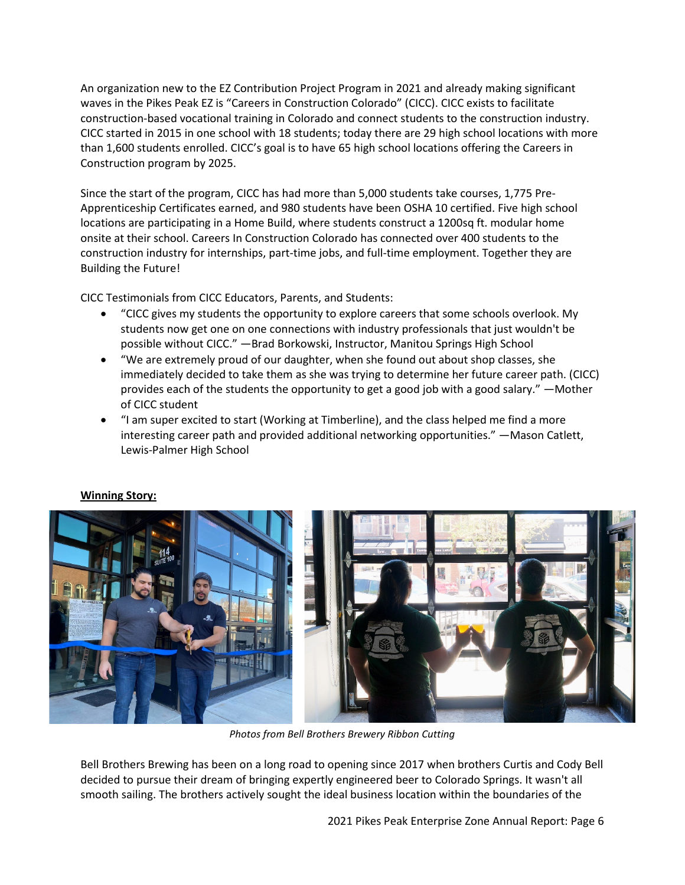An organization new to the EZ Contribution Project Program in 2021 and already making significant waves in the Pikes Peak EZ is "Careers in Construction Colorado" (CICC). CICC exists to facilitate construction-based vocational training in Colorado and connect students to the construction industry. CICC started in 2015 in one school with 18 students; today there are 29 high school locations with more than 1,600 students enrolled. CICC's goal is to have 65 high school locations offering the Careers in Construction program by 2025.

Since the start of the program, CICC has had more than 5,000 students take courses, 1,775 Pre-Apprenticeship Certificates earned, and 980 students have been OSHA 10 certified. Five high school locations are participating in a Home Build, where students construct a 1200sq ft. modular home onsite at their school. Careers In Construction Colorado has connected over 400 students to the construction industry for internships, part-time jobs, and full-time employment. Together they are Building the Future!

CICC Testimonials from CICC Educators, Parents, and Students:

- "CICC gives my students the opportunity to explore careers that some schools overlook. My students now get one on one connections with industry professionals that just wouldn't be possible without CICC." —Brad Borkowski, Instructor, Manitou Springs High School
- "We are extremely proud of our daughter, when she found out about shop classes, she immediately decided to take them as she was trying to determine her future career path. (CICC) provides each of the students the opportunity to get a good job with a good salary." —Mother of CICC student
- "I am super excited to start (Working at Timberline), and the class helped me find a more interesting career path and provided additional networking opportunities." —Mason Catlett, Lewis-Palmer High School

**Winning Story:**

*Photos from Bell Brothers Brewery Ribbon Cutting*

Bell Brothers Brewing has been on a long road to opening since 2017 when brothers Curtis and Cody Bell decided to pursue their dream of bringing expertly engineered beer to Colorado Springs. It wasn't all smooth sailing. The brothers actively sought the ideal business location within the boundaries of the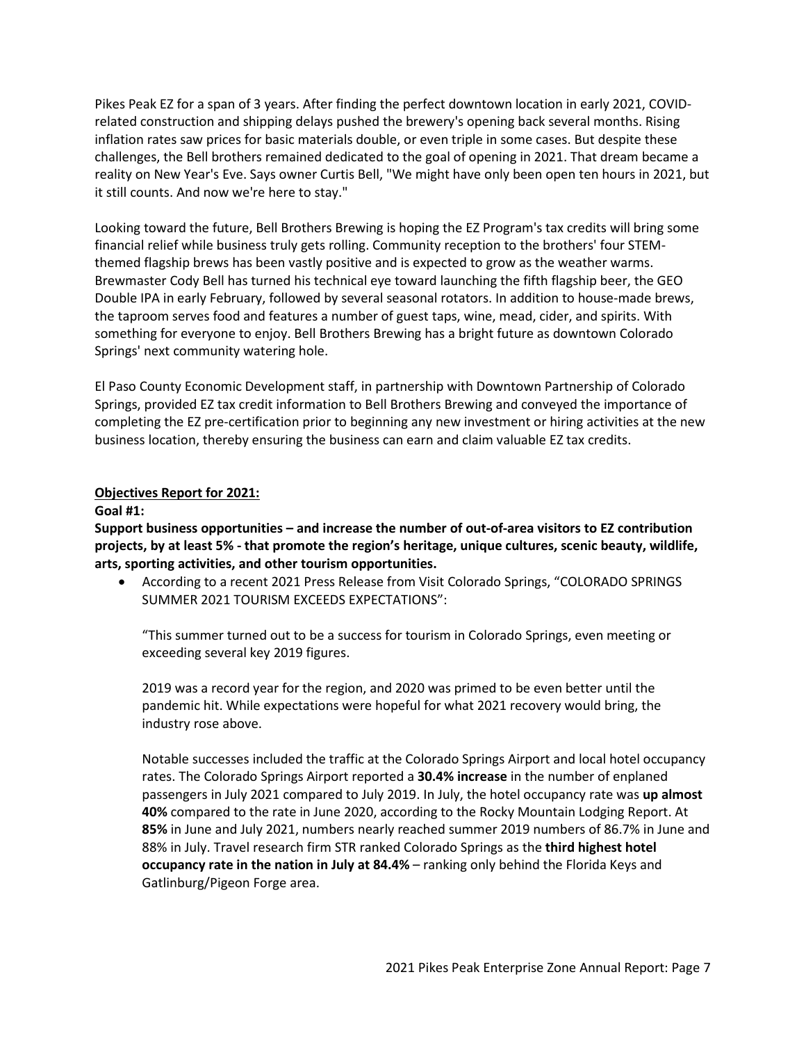Pikes Peak EZ for a span of 3 years. After finding the perfect downtown location in early 2021, COVID-related construction and shipping delays pushed the brewery's opening back several months. Rising inflation rates saw prices for basic materials double, or even triple in some cases. But despite these challenges, the Bell brothers remained dedicated to the goal of opening in 2021. That dream became a reality on New Year's Eve. Says owner Curtis Bell, "We might have only been open ten hours in 2021, but it still counts. And now we're here to stay."

Looking toward the future, Bell Brothers Brewing is hoping the EZ Program's tax credits will bring some financial relief while business truly gets rolling. Community reception to the brothers' four STEM-themed flagship brews has been vastly positive and is expected to grow as the weather warms. Brewmaster Cody Bell has turned his technical eye toward launching the fifth flagship beer, the GEO Double IPA in early February, followed by several seasonal rotators. In addition to house-made brews, the taproom serves food and features a number of guest taps, wine, mead, cider, and spirits. With something for everyone to enjoy. Bell Brothers Brewing has a bright future as downtown Colorado Springs' next community watering hole.

El Paso County Economic Development staff, in partnership with Downtown Partnership of Colorado Springs, provided EZ tax credit information to Bell Brothers Brewing and conveyed the importance of completing the EZ pre-certification prior to beginning any new investment or hiring activities at the new business location, thereby ensuring the business can earn and claim valuable EZ tax credits.

**Objectives Report for 2021:**

**Goal #1:**

**Support business opportunities – and increase the number of out-of-area visitors to EZ contribution projects, by at least 5% - that promote the region's heritage, unique cultures, scenic beauty, wildlife, arts, sporting activities, and other tourism opportunities.**

- According to a recent 2021 Press Release from Visit Colorado Springs, "COLORADO SPRINGS SUMMER 2021 TOURISM EXCEEDS EXPECTATIONS":

  "This summer turned out to be a success for tourism in Colorado Springs, even meeting or exceeding several key 2019 figures.

  2019 was a record year for the region, and 2020 was primed to be even better until the pandemic hit. While expectations were hopeful for what 2021 recovery would bring, the industry rose above.

  Notable successes included the traffic at the Colorado Springs Airport and local hotel occupancy rates. The Colorado Springs Airport reported a **30.4% increase** in the number of enplaned passengers in July 2021 compared to July 2019. In July, the hotel occupancy rate was **up almost 40%** compared to the rate in June 2020, according to the Rocky Mountain Lodging Report. At **85%** in June and July 2021, numbers nearly reached summer 2019 numbers of 86.7% in June and 88% in July. Travel research firm STR ranked Colorado Springs as the **third highest hotel occupancy rate in the nation in July at 84.4%** – ranking only behind the Florida Keys and Gatlinburg/Pigeon Forge area.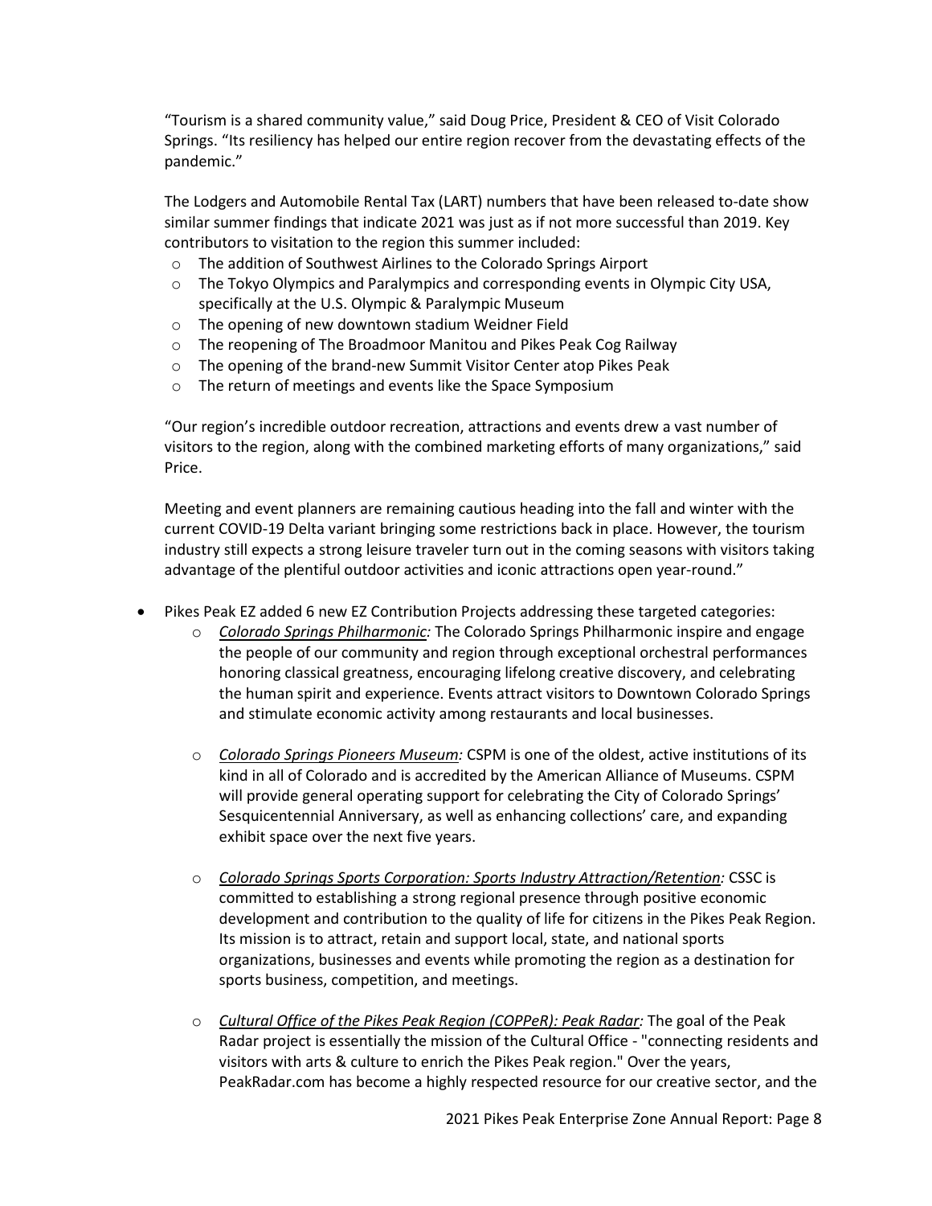"Tourism is a shared community value," said Doug Price, President & CEO of Visit Colorado Springs. "Its resiliency has helped our entire region recover from the devastating effects of the pandemic."

The Lodgers and Automobile Rental Tax (LART) numbers that have been released to-date show similar summer findings that indicate 2021 was just as if not more successful than 2019. Key contributors to visitation to the region this summer included:

- The addition of Southwest Airlines to the Colorado Springs Airport
- The Tokyo Olympics and Paralympics and corresponding events in Olympic City USA, specifically at the U.S. Olympic & Paralympic Museum
- The opening of new downtown stadium Weidner Field
- The reopening of The Broadmoor Manitou and Pikes Peak Cog Railway
- The opening of the brand-new Summit Visitor Center atop Pikes Peak
- The return of meetings and events like the Space Symposium

"Our region's incredible outdoor recreation, attractions and events drew a vast number of visitors to the region, along with the combined marketing efforts of many organizations," said Price.

Meeting and event planners are remaining cautious heading into the fall and winter with the current COVID-19 Delta variant bringing some restrictions back in place. However, the tourism industry still expects a strong leisure traveler turn out in the coming seasons with visitors taking advantage of the plentiful outdoor activities and iconic attractions open year-round."

- Pikes Peak EZ added 6 new EZ Contribution Projects addressing these targeted categories:
    - *Colorado Springs Philharmonic:* The Colorado Springs Philharmonic inspire and engage the people of our community and region through exceptional orchestral performances honoring classical greatness, encouraging lifelong creative discovery, and celebrating the human spirit and experience. Events attract visitors to Downtown Colorado Springs and stimulate economic activity among restaurants and local businesses.

    - *Colorado Springs Pioneers Museum:* CSPM is one of the oldest, active institutions of its kind in all of Colorado and is accredited by the American Alliance of Museums. CSPM will provide general operating support for celebrating the City of Colorado Springs' Sesquicentennial Anniversary, as well as enhancing collections' care, and expanding exhibit space over the next five years.

    - *Colorado Springs Sports Corporation: Sports Industry Attraction/Retention:* CSSC is committed to establishing a strong regional presence through positive economic development and contribution to the quality of life for citizens in the Pikes Peak Region. Its mission is to attract, retain and support local, state, and national sports organizations, businesses and events while promoting the region as a destination for sports business, competition, and meetings.

    - *Cultural Office of the Pikes Peak Region (COPPeR): Peak Radar:* The goal of the Peak Radar project is essentially the mission of the Cultural Office - "connecting residents and visitors with arts & culture to enrich the Pikes Peak region." Over the years, PeakRadar.com has become a highly respected resource for our creative sector, and the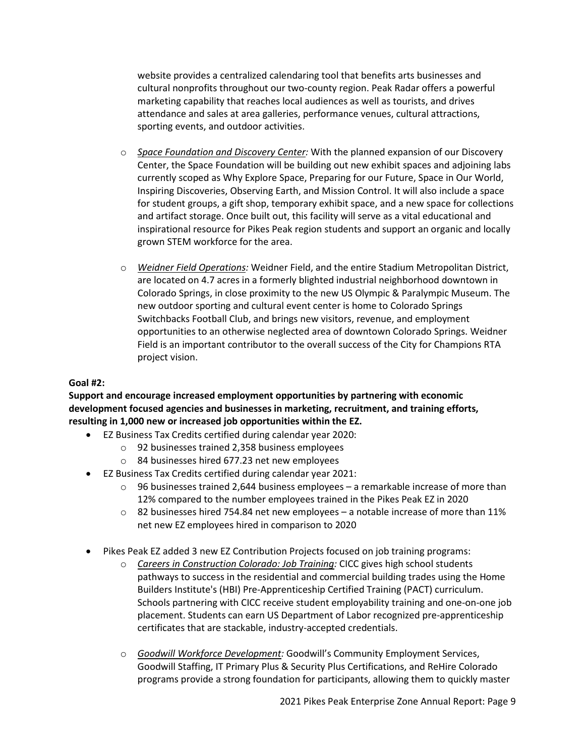website provides a centralized calendaring tool that benefits arts businesses and cultural nonprofits throughout our two-county region. Peak Radar offers a powerful marketing capability that reaches local audiences as well as tourists, and drives attendance and sales at area galleries, performance venues, cultural attractions, sporting events, and outdoor activities.

- *Space Foundation and Discovery Center:* With the planned expansion of our Discovery Center, the Space Foundation will be building out new exhibit spaces and adjoining labs currently scoped as Why Explore Space, Preparing for our Future, Space in Our World, Inspiring Discoveries, Observing Earth, and Mission Control. It will also include a space for student groups, a gift shop, temporary exhibit space, and a new space for collections and artifact storage. Once built out, this facility will serve as a vital educational and inspirational resource for Pikes Peak region students and support an organic and locally grown STEM workforce for the area.

- *Weidner Field Operations:* Weidner Field, and the entire Stadium Metropolitan District, are located on 4.7 acres in a formerly blighted industrial neighborhood downtown in Colorado Springs, in close proximity to the new US Olympic & Paralympic Museum. The new outdoor sporting and cultural event center is home to Colorado Springs Switchbacks Football Club, and brings new visitors, revenue, and employment opportunities to an otherwise neglected area of downtown Colorado Springs. Weidner Field is an important contributor to the overall success of the City for Champions RTA project vision.

**Goal #2:**

**Support and encourage increased employment opportunities by partnering with economic development focused agencies and businesses in marketing, recruitment, and training efforts, resulting in 1,000 new or increased job opportunities within the EZ.**

- EZ Business Tax Credits certified during calendar year 2020:
  - 92 businesses trained 2,358 business employees
  - 84 businesses hired 677.23 net new employees
- EZ Business Tax Credits certified during calendar year 2021:
  - 96 businesses trained 2,644 business employees – a remarkable increase of more than 12% compared to the number employees trained in the Pikes Peak EZ in 2020
  - 82 businesses hired 754.84 net new employees – a notable increase of more than 11% net new EZ employees hired in comparison to 2020
- Pikes Peak EZ added 3 new EZ Contribution Projects focused on job training programs:
  - *Careers in Construction Colorado: Job Training:* CICC gives high school students pathways to success in the residential and commercial building trades using the Home Builders Institute's (HBI) Pre-Apprenticeship Certified Training (PACT) curriculum. Schools partnering with CICC receive student employability training and one-on-one job placement. Students can earn US Department of Labor recognized pre-apprenticeship certificates that are stackable, industry-accepted credentials.

  - *Goodwill Workforce Development:* Goodwill's Community Employment Services, Goodwill Staffing, IT Primary Plus & Security Plus Certifications, and ReHire Colorado programs provide a strong foundation for participants, allowing them to quickly master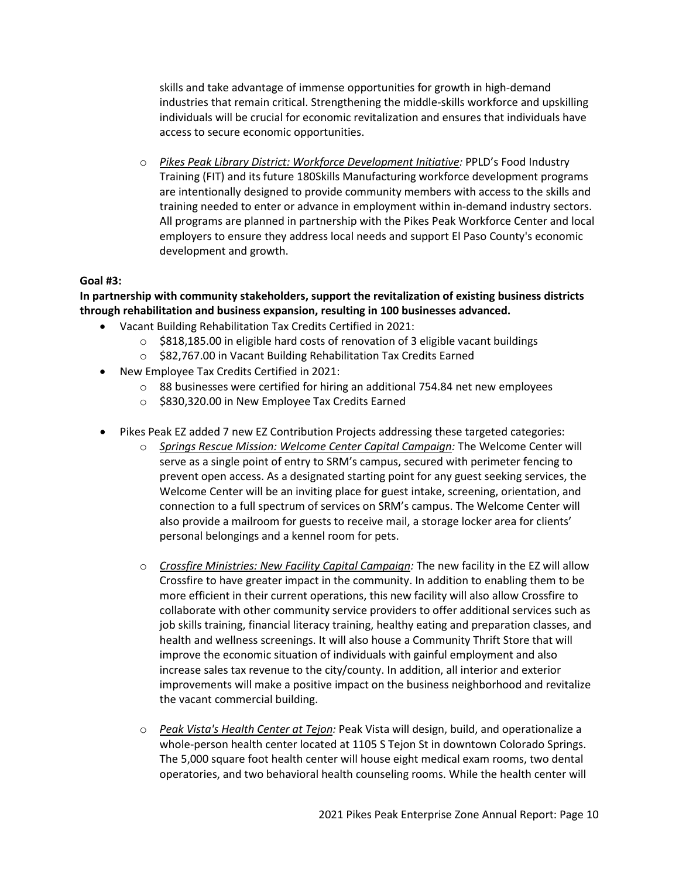skills and take advantage of immense opportunities for growth in high-demand industries that remain critical. Strengthening the middle-skills workforce and upskilling individuals will be crucial for economic revitalization and ensures that individuals have access to secure economic opportunities.

  - *Pikes Peak Library District: Workforce Development Initiative:* PPLD's Food Industry Training (FIT) and its future 180Skills Manufacturing workforce development programs are intentionally designed to provide community members with access to the skills and training needed to enter or advance in employment within in-demand industry sectors. All programs are planned in partnership with the Pikes Peak Workforce Center and local employers to ensure they address local needs and support El Paso County's economic development and growth.

**Goal #3:**

**In partnership with community stakeholders, support the revitalization of existing business districts through rehabilitation and business expansion, resulting in 100 businesses advanced.**

- Vacant Building Rehabilitation Tax Credits Certified in 2021:
  - $818,185.00 in eligible hard costs of renovation of 3 eligible vacant buildings
  - $82,767.00 in Vacant Building Rehabilitation Tax Credits Earned
- New Employee Tax Credits Certified in 2021:
  - 88 businesses were certified for hiring an additional 754.84 net new employees
  - $830,320.00 in New Employee Tax Credits Earned

- Pikes Peak EZ added 7 new EZ Contribution Projects addressing these targeted categories:
  - *Springs Rescue Mission: Welcome Center Capital Campaign:* The Welcome Center will serve as a single point of entry to SRM's campus, secured with perimeter fencing to prevent open access. As a designated starting point for any guest seeking services, the Welcome Center will be an inviting place for guest intake, screening, orientation, and connection to a full spectrum of services on SRM's campus. The Welcome Center will also provide a mailroom for guests to receive mail, a storage locker area for clients' personal belongings and a kennel room for pets.

  - *Crossfire Ministries: New Facility Capital Campaign:* The new facility in the EZ will allow Crossfire to have greater impact in the community. In addition to enabling them to be more efficient in their current operations, this new facility will also allow Crossfire to collaborate with other community service providers to offer additional services such as job skills training, financial literacy training, healthy eating and preparation classes, and health and wellness screenings. It will also house a Community Thrift Store that will improve the economic situation of individuals with gainful employment and also increase sales tax revenue to the city/county. In addition, all interior and exterior improvements will make a positive impact on the business neighborhood and revitalize the vacant commercial building.

  - *Peak Vista's Health Center at Tejon:* Peak Vista will design, build, and operationalize a whole-person health center located at 1105 S Tejon St in downtown Colorado Springs. The 5,000 square foot health center will house eight medical exam rooms, two dental operatories, and two behavioral health counseling rooms. While the health center will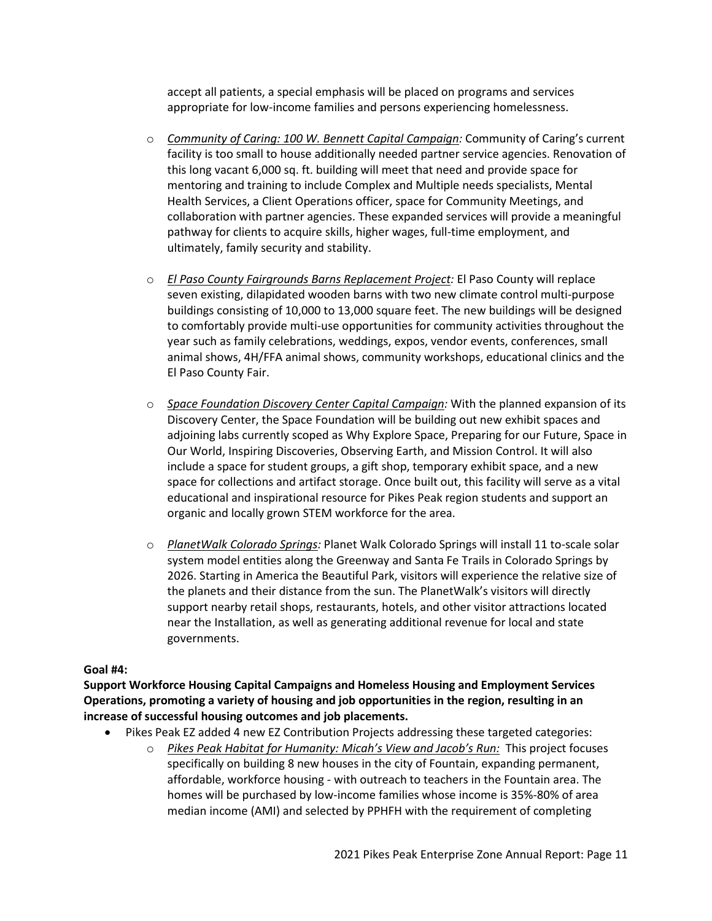accept all patients, a special emphasis will be placed on programs and services appropriate for low-income families and persons experiencing homelessness.

- *Community of Caring: 100 W. Bennett Capital Campaign:* Community of Caring's current facility is too small to house additionally needed partner service agencies. Renovation of this long vacant 6,000 sq. ft. building will meet that need and provide space for mentoring and training to include Complex and Multiple needs specialists, Mental Health Services, a Client Operations officer, space for Community Meetings, and collaboration with partner agencies. These expanded services will provide a meaningful pathway for clients to acquire skills, higher wages, full-time employment, and ultimately, family security and stability.

- *El Paso County Fairgrounds Barns Replacement Project:* El Paso County will replace seven existing, dilapidated wooden barns with two new climate control multi-purpose buildings consisting of 10,000 to 13,000 square feet. The new buildings will be designed to comfortably provide multi-use opportunities for community activities throughout the year such as family celebrations, weddings, expos, vendor events, conferences, small animal shows, 4H/FFA animal shows, community workshops, educational clinics and the El Paso County Fair.

- *Space Foundation Discovery Center Capital Campaign:* With the planned expansion of its Discovery Center, the Space Foundation will be building out new exhibit spaces and adjoining labs currently scoped as Why Explore Space, Preparing for our Future, Space in Our World, Inspiring Discoveries, Observing Earth, and Mission Control. It will also include a space for student groups, a gift shop, temporary exhibit space, and a new space for collections and artifact storage. Once built out, this facility will serve as a vital educational and inspirational resource for Pikes Peak region students and support an organic and locally grown STEM workforce for the area.

- *PlanetWalk Colorado Springs:* Planet Walk Colorado Springs will install 11 to-scale solar system model entities along the Greenway and Santa Fe Trails in Colorado Springs by 2026. Starting in America the Beautiful Park, visitors will experience the relative size of the planets and their distance from the sun. The PlanetWalk's visitors will directly support nearby retail shops, restaurants, hotels, and other visitor attractions located near the Installation, as well as generating additional revenue for local and state governments.

**Goal #4:**

**Support Workforce Housing Capital Campaigns and Homeless Housing and Employment Services Operations, promoting a variety of housing and job opportunities in the region, resulting in an increase of successful housing outcomes and job placements.**

- Pikes Peak EZ added 4 new EZ Contribution Projects addressing these targeted categories:
  - *Pikes Peak Habitat for Humanity: Micah's View and Jacob's Run:* This project focuses specifically on building 8 new houses in the city of Fountain, expanding permanent, affordable, workforce housing - with outreach to teachers in the Fountain area. The homes will be purchased by low-income families whose income is 35%-80% of area median income (AMI) and selected by PPHFH with the requirement of completing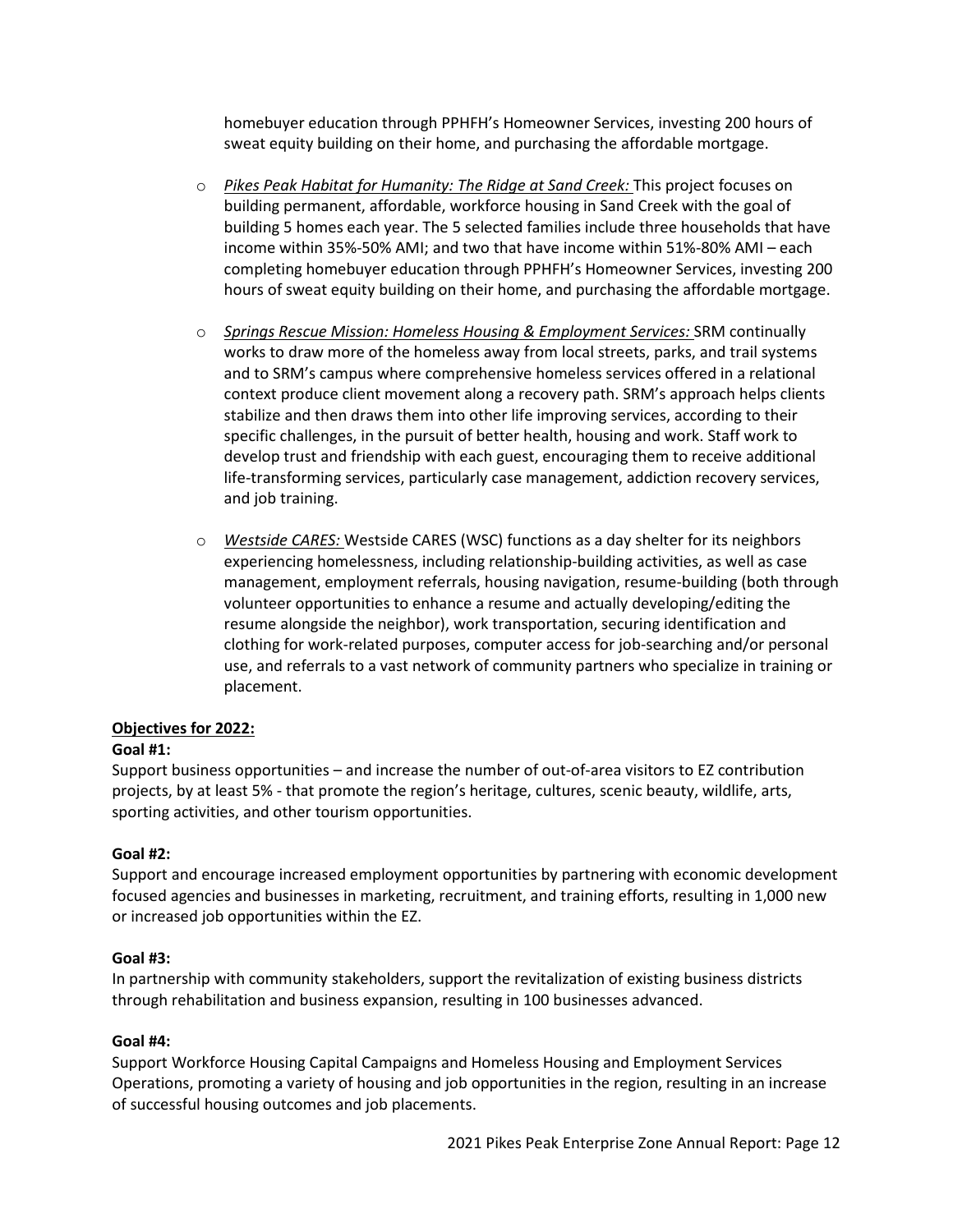homebuyer education through PPHFH's Homeowner Services, investing 200 hours of sweat equity building on their home, and purchasing the affordable mortgage.

- *Pikes Peak Habitat for Humanity: The Ridge at Sand Creek:* This project focuses on building permanent, affordable, workforce housing in Sand Creek with the goal of building 5 homes each year. The 5 selected families include three households that have income within 35%-50% AMI; and two that have income within 51%-80% AMI – each completing homebuyer education through PPHFH's Homeowner Services, investing 200 hours of sweat equity building on their home, and purchasing the affordable mortgage.

- *Springs Rescue Mission: Homeless Housing & Employment Services:* SRM continually works to draw more of the homeless away from local streets, parks, and trail systems and to SRM's campus where comprehensive homeless services offered in a relational context produce client movement along a recovery path. SRM's approach helps clients stabilize and then draws them into other life improving services, according to their specific challenges, in the pursuit of better health, housing and work. Staff work to develop trust and friendship with each guest, encouraging them to receive additional life-transforming services, particularly case management, addiction recovery services, and job training.

- *Westside CARES:* Westside CARES (WSC) functions as a day shelter for its neighbors experiencing homelessness, including relationship-building activities, as well as case management, employment referrals, housing navigation, resume-building (both through volunteer opportunities to enhance a resume and actually developing/editing the resume alongside the neighbor), work transportation, securing identification and clothing for work-related purposes, computer access for job-searching and/or personal use, and referrals to a vast network of community partners who specialize in training or placement.

**Objectives for 2022:**

**Goal #1:**

Support business opportunities – and increase the number of out-of-area visitors to EZ contribution projects, by at least 5% - that promote the region's heritage, cultures, scenic beauty, wildlife, arts, sporting activities, and other tourism opportunities.

**Goal #2:**

Support and encourage increased employment opportunities by partnering with economic development focused agencies and businesses in marketing, recruitment, and training efforts, resulting in 1,000 new or increased job opportunities within the EZ.

**Goal #3:**

In partnership with community stakeholders, support the revitalization of existing business districts through rehabilitation and business expansion, resulting in 100 businesses advanced.

**Goal #4:**

Support Workforce Housing Capital Campaigns and Homeless Housing and Employment Services Operations, promoting a variety of housing and job opportunities in the region, resulting in an increase of successful housing outcomes and job placements.